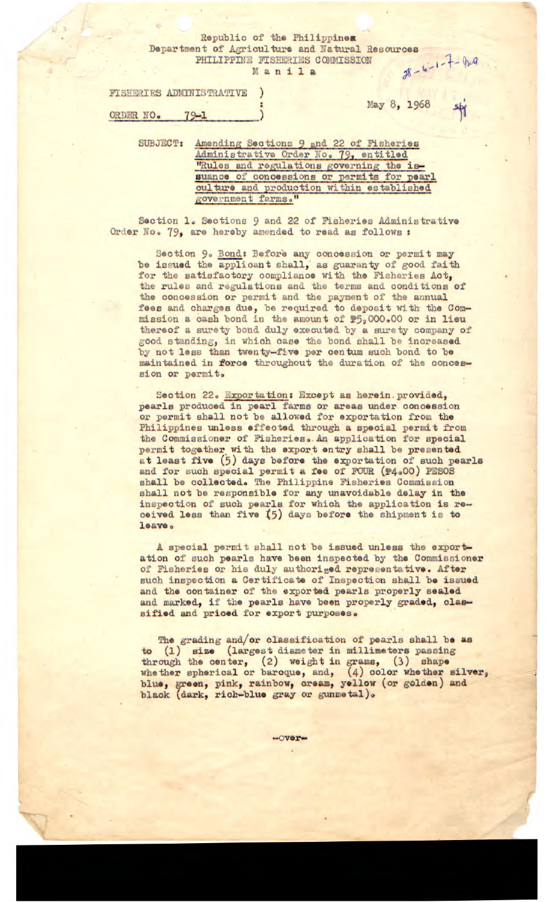Republic of the Philippines
Department of Agriculture and Natural Resources
PHILIPPINE FISHERIES COMMISSION
Manila

FISHERIES ADMINISTRATIVE ORDER NO. 79-1

May 8, 1968

SUBJECT: Amending Sections 9 and 22 of Fisheries Administrative Order No. 79, entitled "Rules and regulations governing the issuance of concessions or permits for pearl culture and production within established government farms."

Section 1. Sections 9 and 22 of Fisheries Administrative Order No. 79, are hereby amended to read as follows :

Section 9. Bond: Before any concession or permit may be issued the applicant shall, as guaranty of good faith for the satisfactory compliance with the Fisheries Act, the rules and regulations and the terms and conditions of the concession or permit and the payment of the annual fees and charges due, be required to deposit with the Commission a cash bond in the amount of ₱5,000.00 or in lieu thereof a surety bond duly executed by a surety company of good standing, in which case the bond shall be increased by not less than twenty-five per centum such bond to be maintained in force throughout the duration of the concession or permit.

Section 22. Exportation: Except as herein provided, pearls produced in pearl farms or areas under concession or permit shall not be allowed for exportation from the Philippines unless effected through a special permit from the Commissioner of Fisheries. An application for special permit together with the export entry shall be presented at least five (5) days before the exportation of such pearls and for such special permit a fee of FOUR (₱4.00) PESOS shall be collected. The Philippine Fisheries Commission shall not be responsible for any unavoidable delay in the inspection of such pearls for which the application is received less than five (5) days before the shipment is to leave.

A special permit shall not be issued unless the exportation of such pearls have been inspected by the Commissioner of Fisheries or his duly authorized representative. After such inspection a Certificate of Inspection shall be issued and the container of the exported pearls properly sealed and marked, if the pearls have been properly graded, classified and priced for export purposes.

The grading and/or classification of pearls shall be as to (1) size (largest diameter in millimeters passing through the center, (2) weight in grams, (3) shape whether spherical or baroque, and, (4) color whether silver, blue, green, pink, rainbow, cream, yellow (or golden) and black (dark, rich-blue gray or gunmetal).

-over-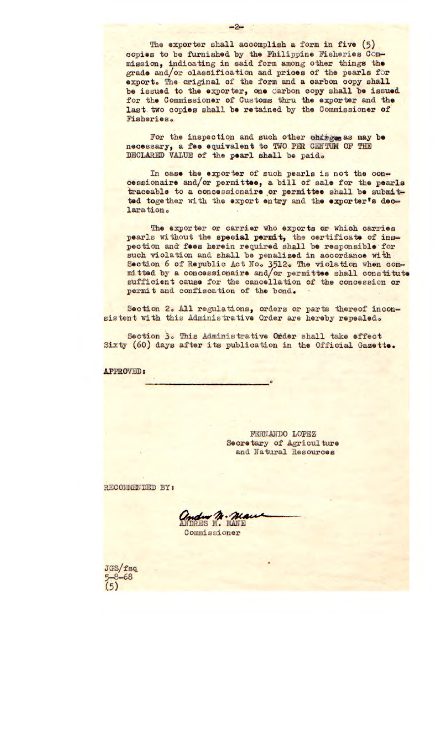The exporter shall accomplish a form in five (5) copies to be furnished by the Philippine Fisheries Commission, indicating in said form among other things the grade and/or classification and prices of the pearls for export. The original of the form and a carbon copy shall be issued to the exporter, one carbon copy shall be issued for the Commissioner of Customs thru the exporter and the last two copies shall be retained by the Commissioner of Fisheries.

For the inspection and such other charges as may be necessary, a fee equivalent to TWO PER CENTUM OF THE DECLARED VALUE of the pearl shall be paid.

In case the exporter of such pearls is not the concessionaire and/or permittee, a bill of sale for the pearls traceable to a concessionaire or permittee shall be submitted together with the export entry and the exporter's declaration.

The exporter or carrier who exports or which carries pearls without the special permit, the certificate of inspection and fees herein required shall be responsible for such violation and shall be penalized in accordance with Section 6 of Republic Act No. 3512. The violation when committed by a concessionaire and/or permittee shall constitute sufficient cause for the cancellation of the concession or permit and confiscation of the bond.

Section 2. All regulations, orders or parts thereof inconsistent with this Administrative Order are hereby repealed.

Section 3. This Administrative Order shall take effect Sixty (60) days after its publication in the Official Gazette.

APPROVED:

FERNANDO LOPEZ
Secretary of Agriculture
and Natural Resources

RECOMMENDED BY:

ANDRES M. MANE
Commissioner

JGS/fsq
5-8-68
(5)